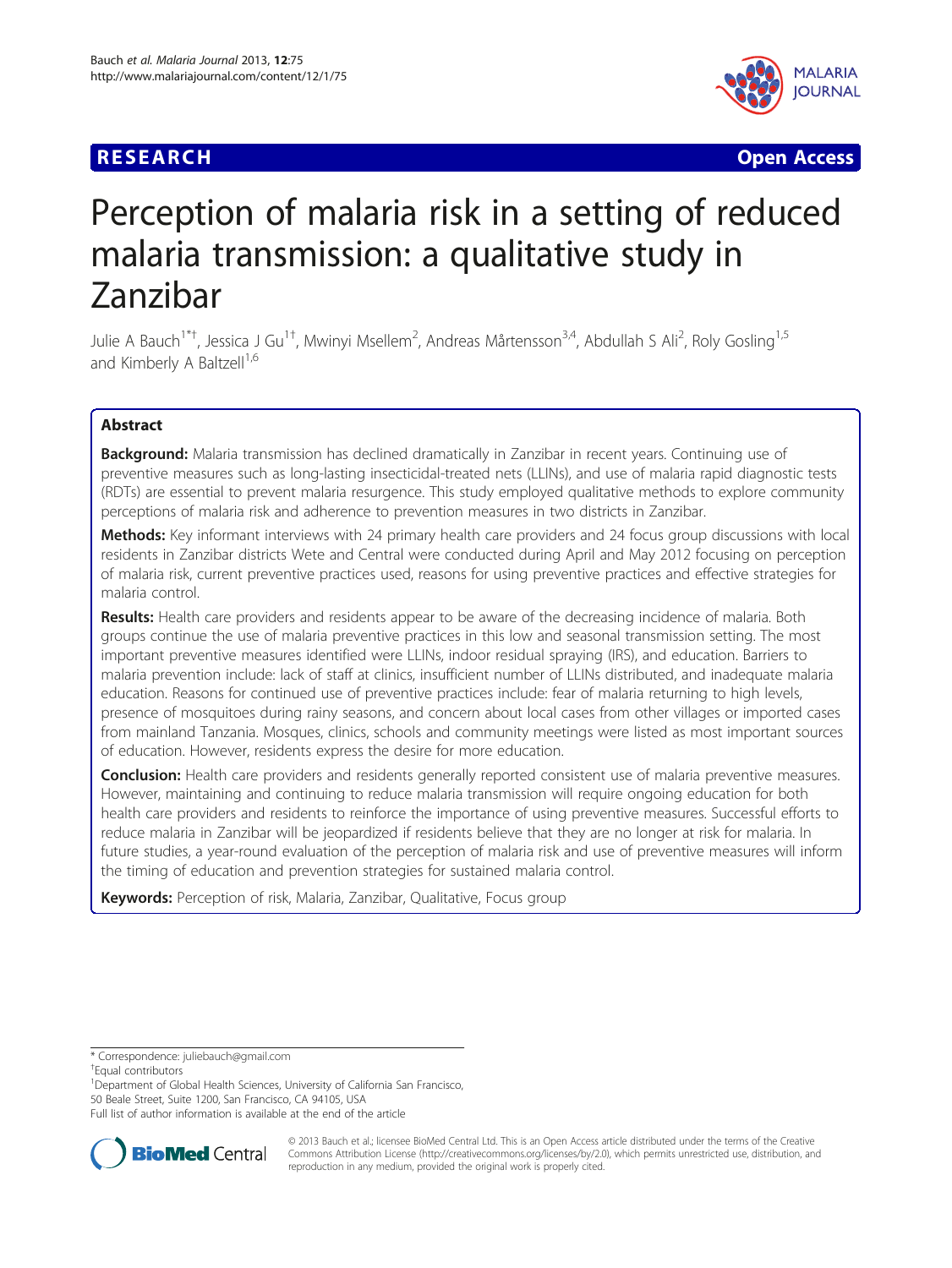**RESEARCH** **Open Access**

# Perception of malaria risk in a setting of reduced malaria transmission: a qualitative study in Zanzibar

Julie A Bauch[1*†], Jessica J Gu[1†], Mwinyi Msellem[2], Andreas Mårtensson[3,4], Abdullah S Ali[2], Roly Gosling[1,5] and Kimberly A Baltzell[1,6]

## Abstract

**Background:** Malaria transmission has declined dramatically in Zanzibar in recent years. Continuing use of preventive measures such as long-lasting insecticidal-treated nets (LLINs), and use of malaria rapid diagnostic tests (RDTs) are essential to prevent malaria resurgence. This study employed qualitative methods to explore community perceptions of malaria risk and adherence to prevention measures in two districts in Zanzibar.

**Methods:** Key informant interviews with 24 primary health care providers and 24 focus group discussions with local residents in Zanzibar districts Wete and Central were conducted during April and May 2012 focusing on perception of malaria risk, current preventive practices used, reasons for using preventive practices and effective strategies for malaria control.

**Results:** Health care providers and residents appear to be aware of the decreasing incidence of malaria. Both groups continue the use of malaria preventive practices in this low and seasonal transmission setting. The most important preventive measures identified were LLINs, indoor residual spraying (IRS), and education. Barriers to malaria prevention include: lack of staff at clinics, insufficient number of LLINs distributed, and inadequate malaria education. Reasons for continued use of preventive practices include: fear of malaria returning to high levels, presence of mosquitoes during rainy seasons, and concern about local cases from other villages or imported cases from mainland Tanzania. Mosques, clinics, schools and community meetings were listed as most important sources of education. However, residents express the desire for more education.

**Conclusion:** Health care providers and residents generally reported consistent use of malaria preventive measures. However, maintaining and continuing to reduce malaria transmission will require ongoing education for both health care providers and residents to reinforce the importance of using preventive measures. Successful efforts to reduce malaria in Zanzibar will be jeopardized if residents believe that they are no longer at risk for malaria. In future studies, a year-round evaluation of the perception of malaria risk and use of preventive measures will inform the timing of education and prevention strategies for sustained malaria control.

**Keywords:** Perception of risk, Malaria, Zanzibar, Qualitative, Focus group

---

\* Correspondence: juliebauch@gmail.com

†Equal contributors

[1]Department of Global Health Sciences, University of California San Francisco, 50 Beale Street, Suite 1200, San Francisco, CA 94105, USA

Full list of author information is available at the end of the article

© 2013 Bauch et al.; licensee BioMed Central Ltd. This is an Open Access article distributed under the terms of the Creative Commons Attribution License (http://creativecommons.org/licenses/by/2.0), which permits unrestricted use, distribution, and reproduction in any medium, provided the original work is properly cited.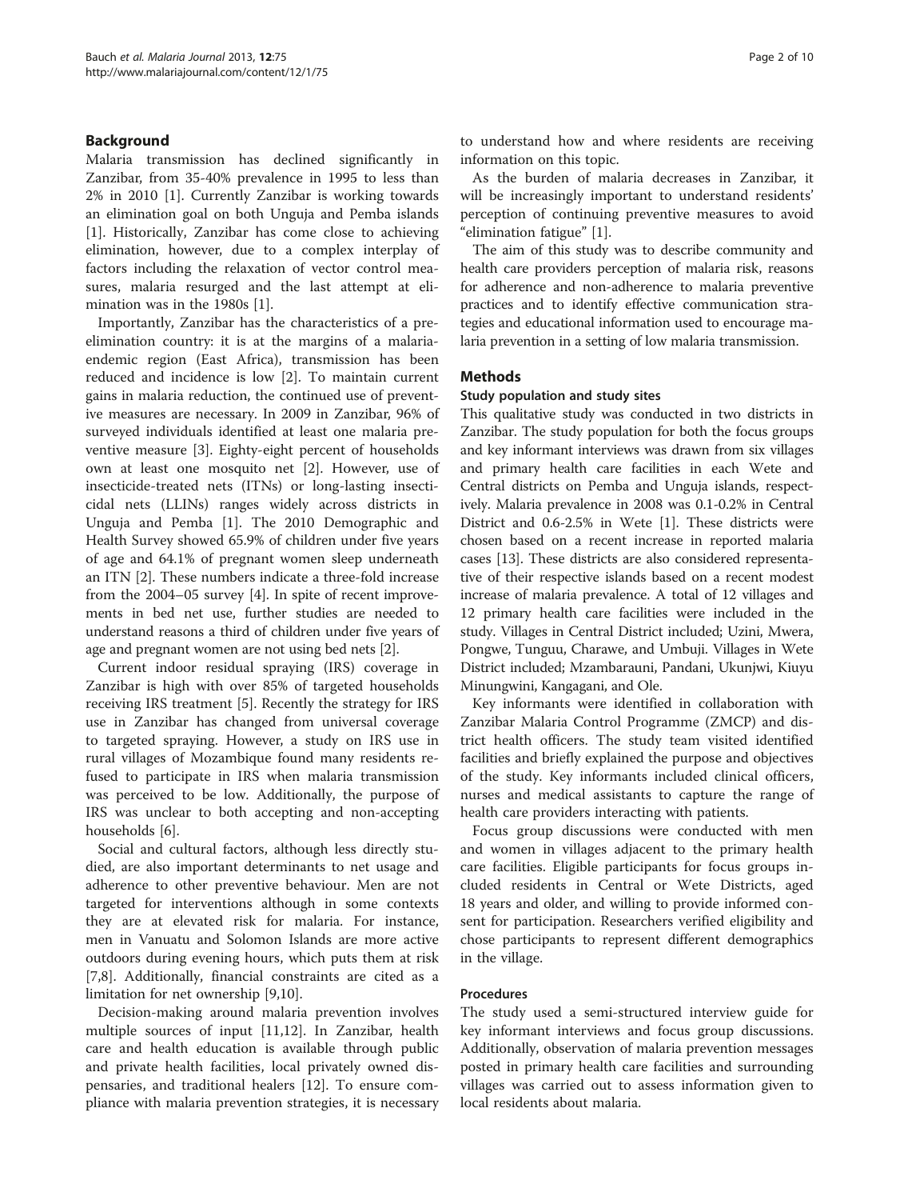## Background

Malaria transmission has declined significantly in Zanzibar, from 35-40% prevalence in 1995 to less than 2% in 2010 [1]. Currently Zanzibar is working towards an elimination goal on both Unguja and Pemba islands [1]. Historically, Zanzibar has come close to achieving elimination, however, due to a complex interplay of factors including the relaxation of vector control measures, malaria resurged and the last attempt at elimination was in the 1980s [1].

Importantly, Zanzibar has the characteristics of a pre-elimination country: it is at the margins of a malaria-endemic region (East Africa), transmission has been reduced and incidence is low [2]. To maintain current gains in malaria reduction, the continued use of preventive measures are necessary. In 2009 in Zanzibar, 96% of surveyed individuals identified at least one malaria preventive measure [3]. Eighty-eight percent of households own at least one mosquito net [2]. However, use of insecticide-treated nets (ITNs) or long-lasting insecticidal nets (LLINs) ranges widely across districts in Unguja and Pemba [1]. The 2010 Demographic and Health Survey showed 65.9% of children under five years of age and 64.1% of pregnant women sleep underneath an ITN [2]. These numbers indicate a three-fold increase from the 2004–05 survey [4]. In spite of recent improvements in bed net use, further studies are needed to understand reasons a third of children under five years of age and pregnant women are not using bed nets [2].

Current indoor residual spraying (IRS) coverage in Zanzibar is high with over 85% of targeted households receiving IRS treatment [5]. Recently the strategy for IRS use in Zanzibar has changed from universal coverage to targeted spraying. However, a study on IRS use in rural villages of Mozambique found many residents refused to participate in IRS when malaria transmission was perceived to be low. Additionally, the purpose of IRS was unclear to both accepting and non-accepting households [6].

Social and cultural factors, although less directly studied, are also important determinants to net usage and adherence to other preventive behaviour. Men are not targeted for interventions although in some contexts they are at elevated risk for malaria. For instance, men in Vanuatu and Solomon Islands are more active outdoors during evening hours, which puts them at risk [7,8]. Additionally, financial constraints are cited as a limitation for net ownership [9,10].

Decision-making around malaria prevention involves multiple sources of input [11,12]. In Zanzibar, health care and health education is available through public and private health facilities, local privately owned dispensaries, and traditional healers [12]. To ensure compliance with malaria prevention strategies, it is necessary to understand how and where residents are receiving information on this topic.

As the burden of malaria decreases in Zanzibar, it will be increasingly important to understand residents' perception of continuing preventive measures to avoid "elimination fatigue" [1].

The aim of this study was to describe community and health care providers perception of malaria risk, reasons for adherence and non-adherence to malaria preventive practices and to identify effective communication strategies and educational information used to encourage malaria prevention in a setting of low malaria transmission.

## Methods

### Study population and study sites

This qualitative study was conducted in two districts in Zanzibar. The study population for both the focus groups and key informant interviews was drawn from six villages and primary health care facilities in each Wete and Central districts on Pemba and Unguja islands, respectively. Malaria prevalence in 2008 was 0.1-0.2% in Central District and 0.6-2.5% in Wete [1]. These districts were chosen based on a recent increase in reported malaria cases [13]. These districts are also considered representative of their respective islands based on a recent modest increase of malaria prevalence. A total of 12 villages and 12 primary health care facilities were included in the study. Villages in Central District included; Uzini, Mwera, Pongwe, Tunguu, Charawe, and Umbuji. Villages in Wete District included; Mzambarauni, Pandani, Ukunjwi, Kiuyu Minungwini, Kangagani, and Ole.

Key informants were identified in collaboration with Zanzibar Malaria Control Programme (ZMCP) and district health officers. The study team visited identified facilities and briefly explained the purpose and objectives of the study. Key informants included clinical officers, nurses and medical assistants to capture the range of health care providers interacting with patients.

Focus group discussions were conducted with men and women in villages adjacent to the primary health care facilities. Eligible participants for focus groups included residents in Central or Wete Districts, aged 18 years and older, and willing to provide informed consent for participation. Researchers verified eligibility and chose participants to represent different demographics in the village.

### Procedures

The study used a semi-structured interview guide for key informant interviews and focus group discussions. Additionally, observation of malaria prevention messages posted in primary health care facilities and surrounding villages was carried out to assess information given to local residents about malaria.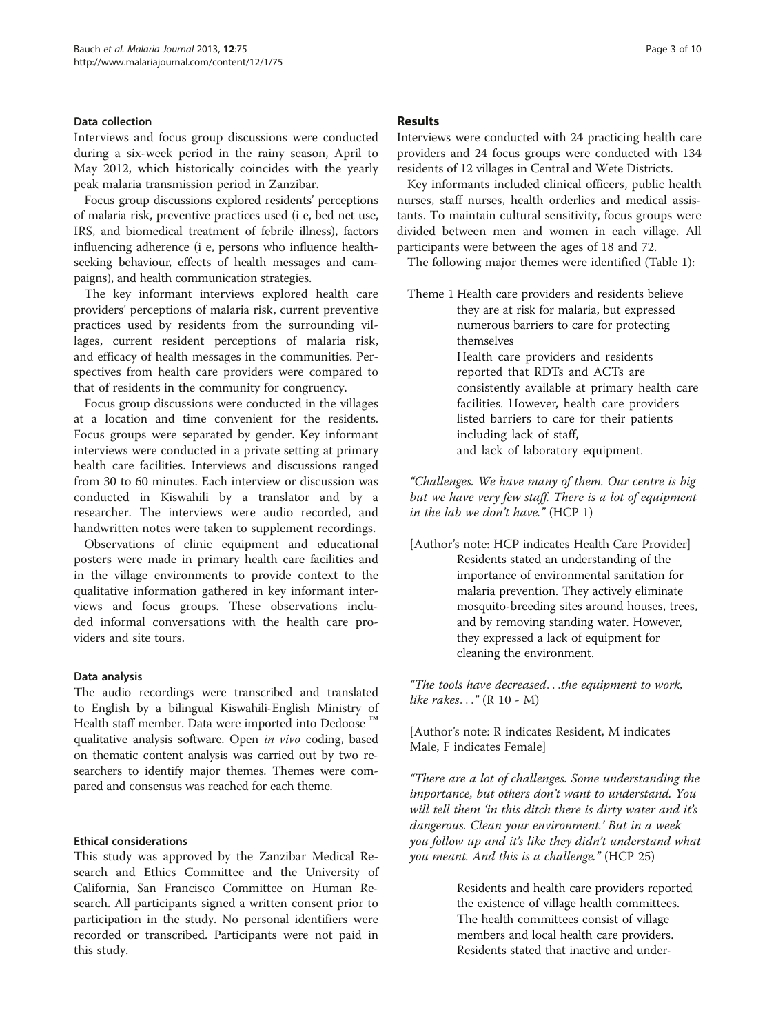### Data collection

Interviews and focus group discussions were conducted during a six-week period in the rainy season, April to May 2012, which historically coincides with the yearly peak malaria transmission period in Zanzibar.

Focus group discussions explored residents' perceptions of malaria risk, preventive practices used (i e, bed net use, IRS, and biomedical treatment of febrile illness), factors influencing adherence (i e, persons who influence health-seeking behaviour, effects of health messages and campaigns), and health communication strategies.

The key informant interviews explored health care providers' perceptions of malaria risk, current preventive practices used by residents from the surrounding villages, current resident perceptions of malaria risk, and efficacy of health messages in the communities. Perspectives from health care providers were compared to that of residents in the community for congruency.

Focus group discussions were conducted in the villages at a location and time convenient for the residents. Focus groups were separated by gender. Key informant interviews were conducted in a private setting at primary health care facilities. Interviews and discussions ranged from 30 to 60 minutes. Each interview or discussion was conducted in Kiswahili by a translator and by a researcher. The interviews were audio recorded, and handwritten notes were taken to supplement recordings.

Observations of clinic equipment and educational posters were made in primary health care facilities and in the village environments to provide context to the qualitative information gathered in key informant interviews and focus groups. These observations included informal conversations with the health care providers and site tours.

### Data analysis

The audio recordings were transcribed and translated to English by a bilingual Kiswahili-English Ministry of Health staff member. Data were imported into Dedoose ™ qualitative analysis software. Open *in vivo* coding, based on thematic content analysis was carried out by two researchers to identify major themes. Themes were compared and consensus was reached for each theme.

### Ethical considerations

This study was approved by the Zanzibar Medical Research and Ethics Committee and the University of California, San Francisco Committee on Human Research. All participants signed a written consent prior to participation in the study. No personal identifiers were recorded or transcribed. Participants were not paid in this study.

## Results

Interviews were conducted with 24 practicing health care providers and 24 focus groups were conducted with 134 residents of 12 villages in Central and Wete Districts.

Key informants included clinical officers, public health nurses, staff nurses, health orderlies and medical assistants. To maintain cultural sensitivity, focus groups were divided between men and women in each village. All participants were between the ages of 18 and 72.

The following major themes were identified (Table 1):

Theme 1 Health care providers and residents believe they are at risk for malaria, but expressed numerous barriers to care for protecting themselves

Health care providers and residents reported that RDTs and ACTs are consistently available at primary health care facilities. However, health care providers listed barriers to care for their patients including lack of staff, and lack of laboratory equipment.

*"Challenges. We have many of them. Our centre is big but we have very few staff. There is a lot of equipment in the lab we don't have."* (HCP 1)

[Author's note: HCP indicates Health Care Provider]

Residents stated an understanding of the importance of environmental sanitation for malaria prevention. They actively eliminate mosquito-breeding sites around houses, trees, and by removing standing water. However, they expressed a lack of equipment for cleaning the environment.

*"The tools have decreased…the equipment to work, like rakes…"* (R 10 - M)

[Author's note: R indicates Resident, M indicates Male, F indicates Female]

*"There are a lot of challenges. Some understanding the importance, but others don't want to understand. You will tell them 'in this ditch there is dirty water and it's dangerous. Clean your environment.' But in a week you follow up and it's like they didn't understand what you meant. And this is a challenge."* (HCP 25)

Residents and health care providers reported the existence of village health committees. The health committees consist of village members and local health care providers. Residents stated that inactive and under-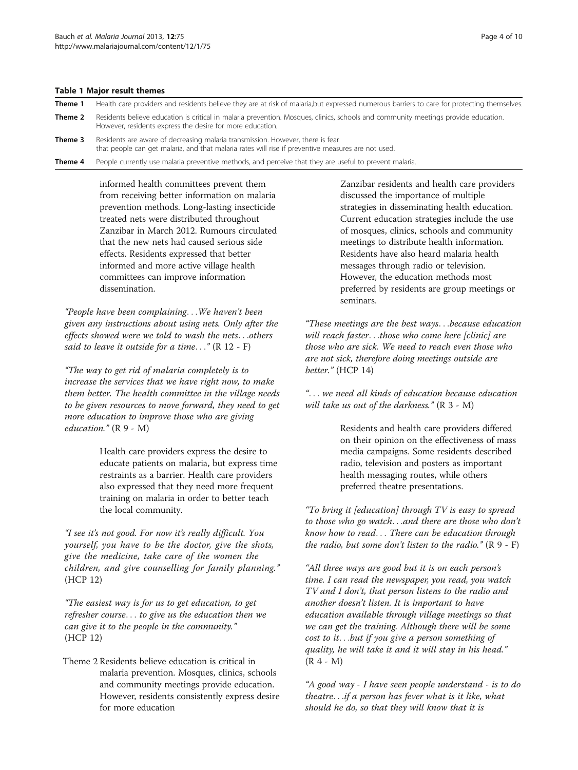**Table 1 Major result themes**

| | |
|---|---|
| **Theme 1** | Health care providers and residents believe they are at risk of malaria,but expressed numerous barriers to care for protecting themselves. |
| **Theme 2** | Residents believe education is critical in malaria prevention. Mosques, clinics, schools and community meetings provide education. However, residents express the desire for more education. |
| **Theme 3** | Residents are aware of decreasing malaria transmission. However, there is fear that people can get malaria, and that malaria rates will rise if preventive measures are not used. |
| **Theme 4** | People currently use malaria preventive methods, and perceive that they are useful to prevent malaria. |

informed health committees prevent them from receiving better information on malaria prevention methods. Long-lasting insecticide treated nets were distributed throughout Zanzibar in March 2012. Rumours circulated that the new nets had caused serious side effects. Residents expressed that better informed and more active village health committees can improve information dissemination.

*"People have been complaining…We haven't been given any instructions about using nets. Only after the effects showed were we told to wash the nets…others said to leave it outside for a time…"* (R 12 - F)

*"The way to get rid of malaria completely is to increase the services that we have right now, to make them better. The health committee in the village needs to be given resources to move forward, they need to get more education to improve those who are giving education."* (R 9 - M)

Health care providers express the desire to educate patients on malaria, but express time restraints as a barrier. Health care providers also expressed that they need more frequent training on malaria in order to better teach the local community.

*"I see it's not good. For now it's really difficult. You yourself, you have to be the doctor, give the shots, give the medicine, take care of the women the children, and give counselling for family planning."* (HCP 12)

*"The easiest way is for us to get education, to get refresher course… to give us the education then we can give it to the people in the community."* (HCP 12)

Theme 2 Residents believe education is critical in malaria prevention. Mosques, clinics, schools and community meetings provide education. However, residents consistently express desire for more education

Zanzibar residents and health care providers discussed the importance of multiple strategies in disseminating health education. Current education strategies include the use of mosques, clinics, schools and community meetings to distribute health information. Residents have also heard malaria health messages through radio or television. However, the education methods most preferred by residents are group meetings or seminars.

*"These meetings are the best ways…because education will reach faster…those who come here [clinic] are those who are sick. We need to reach even those who are not sick, therefore doing meetings outside are better."* (HCP 14)

*"… we need all kinds of education because education will take us out of the darkness."* (R 3 - M)

Residents and health care providers differed on their opinion on the effectiveness of mass media campaigns. Some residents described radio, television and posters as important health messaging routes, while others preferred theatre presentations.

*"To bring it [education] through TV is easy to spread to those who go watch…and there are those who don't know how to read… There can be education through the radio, but some don't listen to the radio."* (R 9 - F)

*"All three ways are good but it is on each person's time. I can read the newspaper, you read, you watch TV and I don't, that person listens to the radio and another doesn't listen. It is important to have education available through village meetings so that we can get the training. Although there will be some cost to it…but if you give a person something of quality, he will take it and it will stay in his head."* (R 4 - M)

*"A good way - I have seen people understand - is to do theatre…if a person has fever what is it like, what should he do, so that they will know that it is*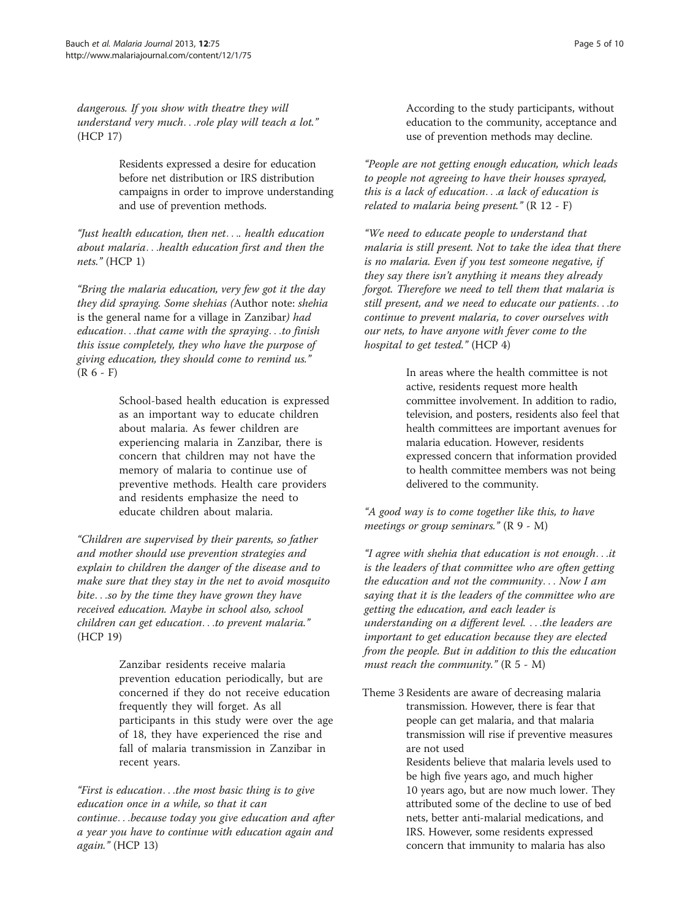*dangerous. If you show with theatre they will understand very much…role play will teach a lot."* (HCP 17)

Residents expressed a desire for education before net distribution or IRS distribution campaigns in order to improve understanding and use of prevention methods.

*"Just health education, then net…. health education about malaria…health education first and then the nets."* (HCP 1)

*"Bring the malaria education, very few got it the day they did spraying. Some shehias (*Author note: *shehia* is the general name for a village in Zanzibar*) had education…that came with the spraying…to finish this issue completely, they who have the purpose of giving education, they should come to remind us."* (R 6 - F)

School-based health education is expressed as an important way to educate children about malaria. As fewer children are experiencing malaria in Zanzibar, there is concern that children may not have the memory of malaria to continue use of preventive methods. Health care providers and residents emphasize the need to educate children about malaria.

*"Children are supervised by their parents, so father and mother should use prevention strategies and explain to children the danger of the disease and to make sure that they stay in the net to avoid mosquito bite…so by the time they have grown they have received education. Maybe in school also, school children can get education…to prevent malaria."* (HCP 19)

Zanzibar residents receive malaria prevention education periodically, but are concerned if they do not receive education frequently they will forget. As all participants in this study were over the age of 18, they have experienced the rise and fall of malaria transmission in Zanzibar in recent years.

*"First is education…the most basic thing is to give education once in a while, so that it can continue…because today you give education and after a year you have to continue with education again and again."* (HCP 13)

According to the study participants, without education to the community, acceptance and use of prevention methods may decline.

*"People are not getting enough education, which leads to people not agreeing to have their houses sprayed, this is a lack of education…a lack of education is related to malaria being present."* (R 12 - F)

*"We need to educate people to understand that malaria is still present. Not to take the idea that there is no malaria. Even if you test someone negative, if they say there isn't anything it means they already forgot. Therefore we need to tell them that malaria is still present, and we need to educate our patients…to continue to prevent malaria, to cover ourselves with our nets, to have anyone with fever come to the hospital to get tested."* (HCP 4)

In areas where the health committee is not active, residents request more health committee involvement. In addition to radio, television, and posters, residents also feel that health committees are important avenues for malaria education. However, residents expressed concern that information provided to health committee members was not being delivered to the community.

*"A good way is to come together like this, to have meetings or group seminars."* (R 9 - M)

*"I agree with shehia that education is not enough…it is the leaders of that committee who are often getting the education and not the community… Now I am saying that it is the leaders of the committee who are getting the education, and each leader is understanding on a different level. …the leaders are important to get education because they are elected from the people. But in addition to this the education must reach the community."* (R 5 - M)

Theme 3 Residents are aware of decreasing malaria transmission. However, there is fear that people can get malaria, and that malaria transmission will rise if preventive measures are not used

Residents believe that malaria levels used to be high five years ago, and much higher 10 years ago, but are now much lower. They attributed some of the decline to use of bed nets, better anti-malarial medications, and IRS. However, some residents expressed concern that immunity to malaria has also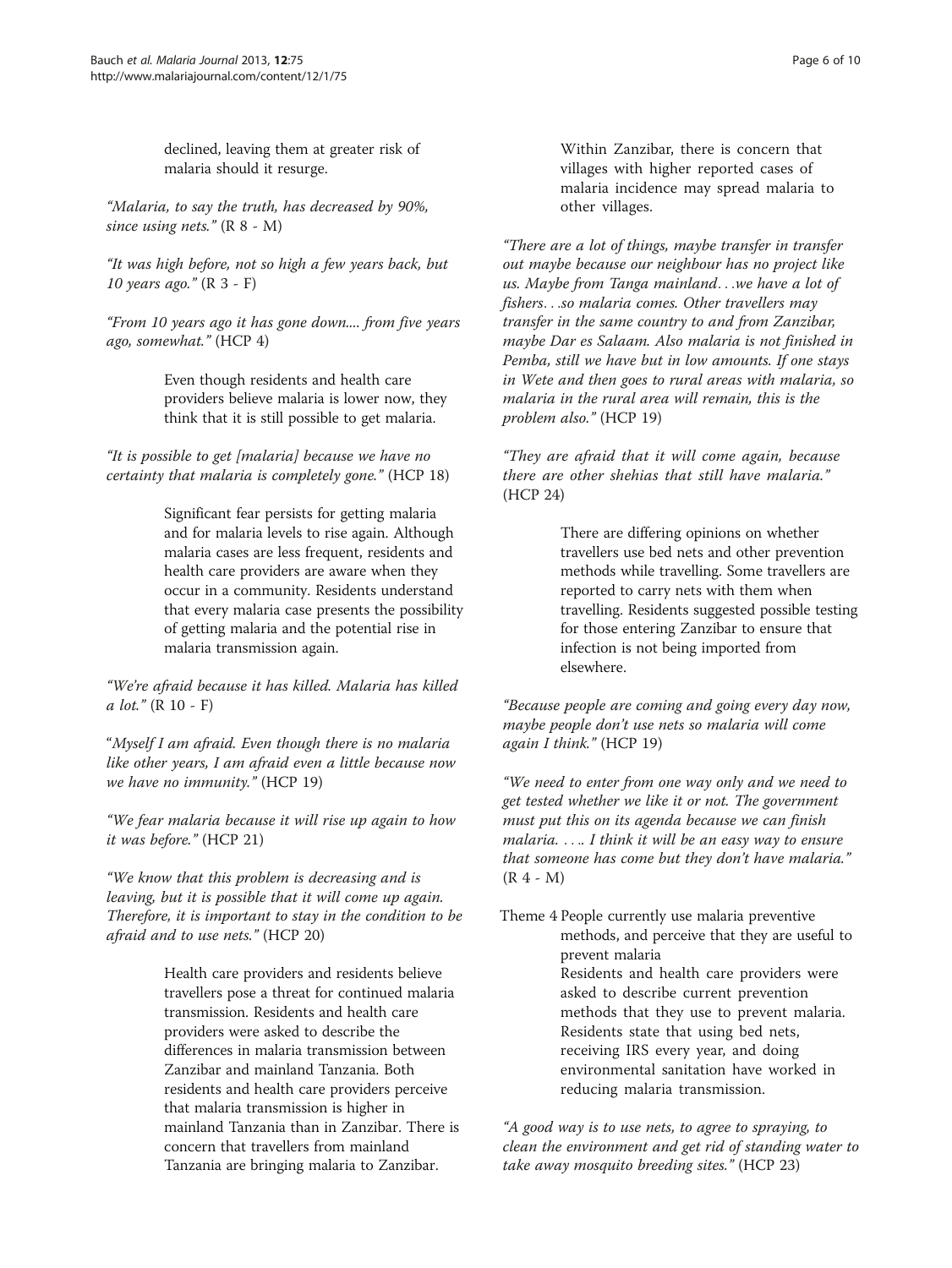declined, leaving them at greater risk of malaria should it resurge.

*"Malaria, to say the truth, has decreased by 90%, since using nets."* (R 8 - M)

*"It was high before, not so high a few years back, but 10 years ago."* (R 3 - F)

*"From 10 years ago it has gone down.... from five years ago, somewhat."* (HCP 4)

Even though residents and health care providers believe malaria is lower now, they think that it is still possible to get malaria.

*"It is possible to get [malaria] because we have no certainty that malaria is completely gone."* (HCP 18)

Significant fear persists for getting malaria and for malaria levels to rise again. Although malaria cases are less frequent, residents and health care providers are aware when they occur in a community. Residents understand that every malaria case presents the possibility of getting malaria and the potential rise in malaria transmission again.

*"We're afraid because it has killed. Malaria has killed a lot."* (R 10 - F)

"*Myself I am afraid. Even though there is no malaria like other years, I am afraid even a little because now we have no immunity."* (HCP 19)

*"We fear malaria because it will rise up again to how it was before."* (HCP 21)

*"We know that this problem is decreasing and is leaving, but it is possible that it will come up again. Therefore, it is important to stay in the condition to be afraid and to use nets."* (HCP 20)

Health care providers and residents believe travellers pose a threat for continued malaria transmission. Residents and health care providers were asked to describe the differences in malaria transmission between Zanzibar and mainland Tanzania. Both residents and health care providers perceive that malaria transmission is higher in mainland Tanzania than in Zanzibar. There is concern that travellers from mainland Tanzania are bringing malaria to Zanzibar.

Within Zanzibar, there is concern that villages with higher reported cases of malaria incidence may spread malaria to other villages.

*"There are a lot of things, maybe transfer in transfer out maybe because our neighbour has no project like us. Maybe from Tanga mainland. . .we have a lot of fishers. . .so malaria comes. Other travellers may transfer in the same country to and from Zanzibar, maybe Dar es Salaam. Also malaria is not finished in Pemba, still we have but in low amounts. If one stays in Wete and then goes to rural areas with malaria, so malaria in the rural area will remain, this is the problem also."* (HCP 19)

*"They are afraid that it will come again, because there are other shehias that still have malaria."* (HCP 24)

There are differing opinions on whether travellers use bed nets and other prevention methods while travelling. Some travellers are reported to carry nets with them when travelling. Residents suggested possible testing for those entering Zanzibar to ensure that infection is not being imported from elsewhere.

*"Because people are coming and going every day now, maybe people don't use nets so malaria will come again I think."* (HCP 19)

*"We need to enter from one way only and we need to get tested whether we like it or not. The government must put this on its agenda because we can finish malaria. . . .. I think it will be an easy way to ensure that someone has come but they don't have malaria."* (R 4 - M)

Theme 4 People currently use malaria preventive methods, and perceive that they are useful to prevent malaria

Residents and health care providers were asked to describe current prevention methods that they use to prevent malaria. Residents state that using bed nets, receiving IRS every year, and doing environmental sanitation have worked in reducing malaria transmission.

*"A good way is to use nets, to agree to spraying, to clean the environment and get rid of standing water to take away mosquito breeding sites."* (HCP 23)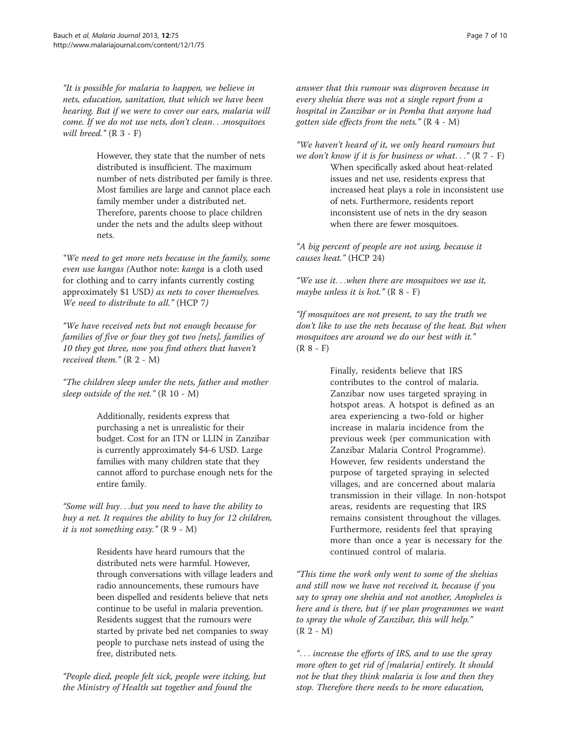*"It is possible for malaria to happen, we believe in nets, education, sanitation, that which we have been hearing. But if we were to cover our ears, malaria will come. If we do not use nets, don't clean. . .mosquitoes will breed."* (R 3 - F)

However, they state that the number of nets distributed is insufficient. The maximum number of nets distributed per family is three. Most families are large and cannot place each family member under a distributed net. Therefore, parents choose to place children under the nets and the adults sleep without nets.

*"We need to get more nets because in the family, some even use kangas (*Author note: *kanga* is a cloth used for clothing and to carry infants currently costing approximately $1 USD*) as nets to cover themselves. We need to distribute to all."* (HCP 7*)*

*"We have received nets but not enough because for families of five or four they got two [nets], families of 10 they got three, now you find others that haven't received them."* (R 2 - M)

*"The children sleep under the nets, father and mother sleep outside of the net."* (R 10 - M)

Additionally, residents express that purchasing a net is unrealistic for their budget. Cost for an ITN or LLIN in Zanzibar is currently approximately $4-6 USD. Large families with many children state that they cannot afford to purchase enough nets for the entire family.

*"Some will buy. . .but you need to have the ability to buy a net. It requires the ability to buy for 12 children, it is not something easy."* (R 9 - M)

Residents have heard rumours that the distributed nets were harmful. However, through conversations with village leaders and radio announcements, these rumours have been dispelled and residents believe that nets continue to be useful in malaria prevention. Residents suggest that the rumours were started by private bed net companies to sway people to purchase nets instead of using the free, distributed nets.

*"People died, people felt sick, people were itching, but the Ministry of Health sat together and found the answer that this rumour was disproven because in every shehia there was not a single report from a hospital in Zanzibar or in Pemba that anyone had gotten side effects from the nets."* (R 4 - M)

*"We haven't heard of it, we only heard rumours but we don't know if it is for business or what. . ."* (R 7 - F)

When specifically asked about heat-related issues and net use, residents express that increased heat plays a role in inconsistent use of nets. Furthermore, residents report inconsistent use of nets in the dry season when there are fewer mosquitoes.

*"A big percent of people are not using, because it causes heat."* (HCP 24)

*"We use it. . .when there are mosquitoes we use it, maybe unless it is hot."* (R 8 - F)

*"If mosquitoes are not present, to say the truth we don't like to use the nets because of the heat. But when mosquitoes are around we do our best with it."* (R 8 - F)

Finally, residents believe that IRS contributes to the control of malaria. Zanzibar now uses targeted spraying in hotspot areas. A hotspot is defined as an area experiencing a two-fold or higher increase in malaria incidence from the previous week (per communication with Zanzibar Malaria Control Programme). However, few residents understand the purpose of targeted spraying in selected villages, and are concerned about malaria transmission in their village. In non-hotspot areas, residents are requesting that IRS remains consistent throughout the villages. Furthermore, residents feel that spraying more than once a year is necessary for the continued control of malaria.

*"This time the work only went to some of the shehias and still now we have not received it, because if you say to spray one shehia and not another, Anopheles is here and is there, but if we plan programmes we want to spray the whole of Zanzibar, this will help."* (R 2 - M)

*". . . increase the efforts of IRS, and to use the spray more often to get rid of [malaria] entirely. It should not be that they think malaria is low and then they stop. Therefore there needs to be more education,*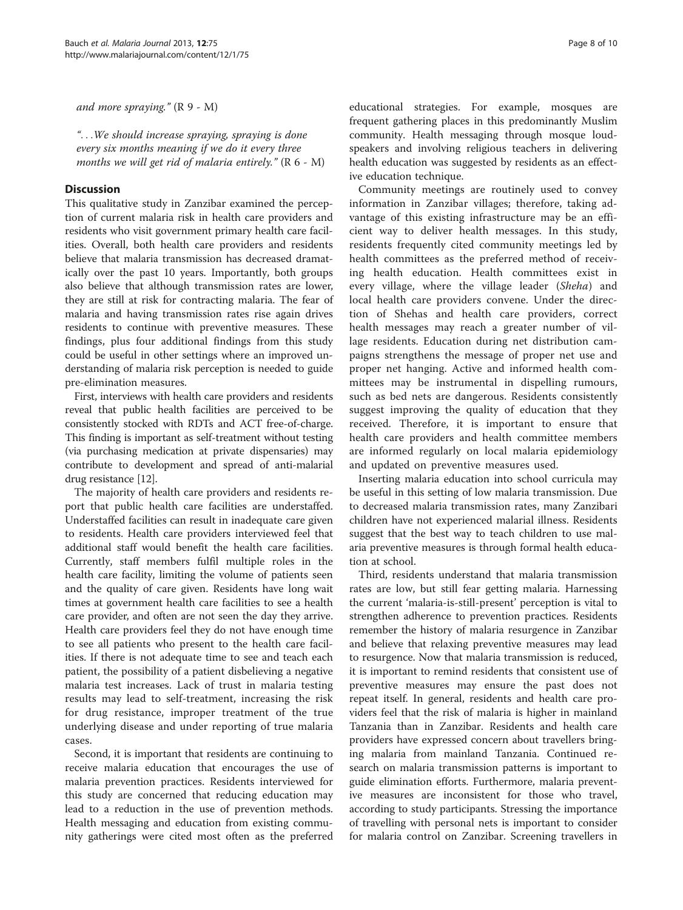*and more spraying."* (R 9 - M)

*"...We should increase spraying, spraying is done every six months meaning if we do it every three months we will get rid of malaria entirely."* (R 6 - M)

## Discussion

This qualitative study in Zanzibar examined the perception of current malaria risk in health care providers and residents who visit government primary health care facilities. Overall, both health care providers and residents believe that malaria transmission has decreased dramatically over the past 10 years. Importantly, both groups also believe that although transmission rates are lower, they are still at risk for contracting malaria. The fear of malaria and having transmission rates rise again drives residents to continue with preventive measures. These findings, plus four additional findings from this study could be useful in other settings where an improved understanding of malaria risk perception is needed to guide pre-elimination measures.

First, interviews with health care providers and residents reveal that public health facilities are perceived to be consistently stocked with RDTs and ACT free-of-charge. This finding is important as self-treatment without testing (via purchasing medication at private dispensaries) may contribute to development and spread of anti-malarial drug resistance [12].

The majority of health care providers and residents report that public health care facilities are understaffed. Understaffed facilities can result in inadequate care given to residents. Health care providers interviewed feel that additional staff would benefit the health care facilities. Currently, staff members fulfil multiple roles in the health care facility, limiting the volume of patients seen and the quality of care given. Residents have long wait times at government health care facilities to see a health care provider, and often are not seen the day they arrive. Health care providers feel they do not have enough time to see all patients who present to the health care facilities. If there is not adequate time to see and teach each patient, the possibility of a patient disbelieving a negative malaria test increases. Lack of trust in malaria testing results may lead to self-treatment, increasing the risk for drug resistance, improper treatment of the true underlying disease and under reporting of true malaria cases.

Second, it is important that residents are continuing to receive malaria education that encourages the use of malaria prevention practices. Residents interviewed for this study are concerned that reducing education may lead to a reduction in the use of prevention methods. Health messaging and education from existing community gatherings were cited most often as the preferred educational strategies. For example, mosques are frequent gathering places in this predominantly Muslim community. Health messaging through mosque loudspeakers and involving religious teachers in delivering health education was suggested by residents as an effective education technique.

Community meetings are routinely used to convey information in Zanzibar villages; therefore, taking advantage of this existing infrastructure may be an efficient way to deliver health messages. In this study, residents frequently cited community meetings led by health committees as the preferred method of receiving health education. Health committees exist in every village, where the village leader (*Sheha*) and local health care providers convene. Under the direction of Shehas and health care providers, correct health messages may reach a greater number of village residents. Education during net distribution campaigns strengthens the message of proper net use and proper net hanging. Active and informed health committees may be instrumental in dispelling rumours, such as bed nets are dangerous. Residents consistently suggest improving the quality of education that they received. Therefore, it is important to ensure that health care providers and health committee members are informed regularly on local malaria epidemiology and updated on preventive measures used.

Inserting malaria education into school curricula may be useful in this setting of low malaria transmission. Due to decreased malaria transmission rates, many Zanzibari children have not experienced malarial illness. Residents suggest that the best way to teach children to use malaria preventive measures is through formal health education at school.

Third, residents understand that malaria transmission rates are low, but still fear getting malaria. Harnessing the current 'malaria-is-still-present' perception is vital to strengthen adherence to prevention practices. Residents remember the history of malaria resurgence in Zanzibar and believe that relaxing preventive measures may lead to resurgence. Now that malaria transmission is reduced, it is important to remind residents that consistent use of preventive measures may ensure the past does not repeat itself. In general, residents and health care providers feel that the risk of malaria is higher in mainland Tanzania than in Zanzibar. Residents and health care providers have expressed concern about travellers bringing malaria from mainland Tanzania. Continued research on malaria transmission patterns is important to guide elimination efforts. Furthermore, malaria preventive measures are inconsistent for those who travel, according to study participants. Stressing the importance of travelling with personal nets is important to consider for malaria control on Zanzibar. Screening travellers in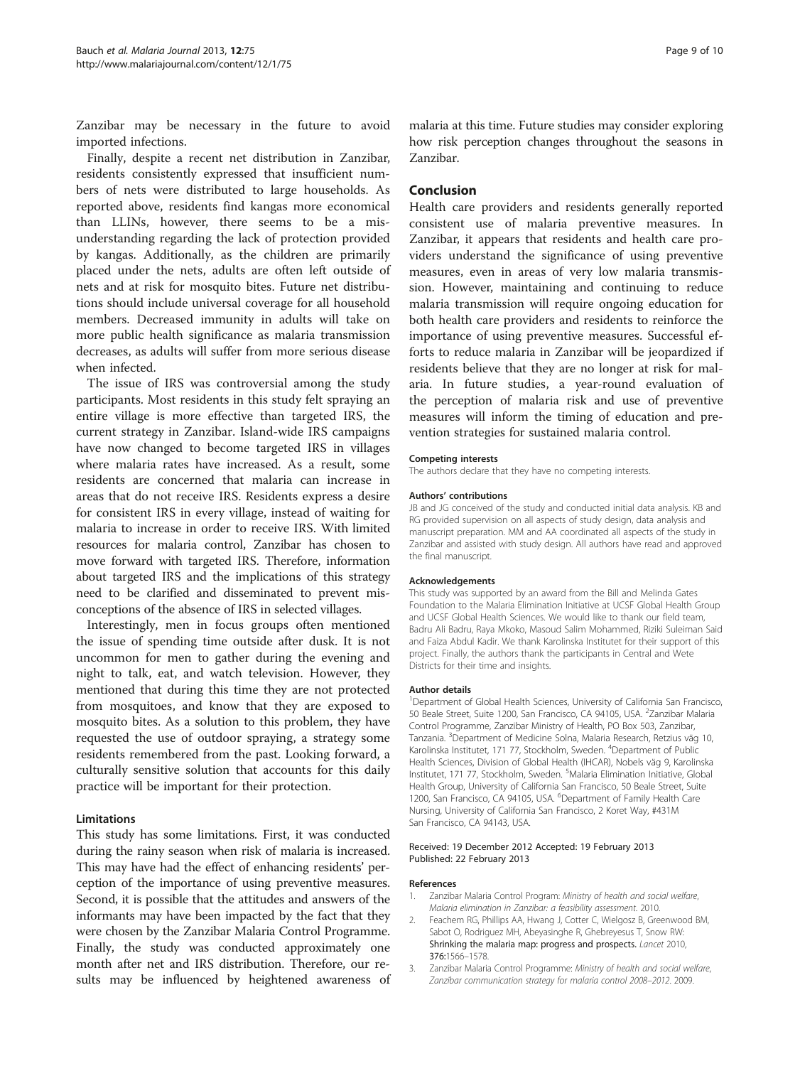Zanzibar may be necessary in the future to avoid imported infections.

Finally, despite a recent net distribution in Zanzibar, residents consistently expressed that insufficient numbers of nets were distributed to large households. As reported above, residents find kangas more economical than LLINs, however, there seems to be a misunderstanding regarding the lack of protection provided by kangas. Additionally, as the children are primarily placed under the nets, adults are often left outside of nets and at risk for mosquito bites. Future net distributions should include universal coverage for all household members. Decreased immunity in adults will take on more public health significance as malaria transmission decreases, as adults will suffer from more serious disease when infected.

The issue of IRS was controversial among the study participants. Most residents in this study felt spraying an entire village is more effective than targeted IRS, the current strategy in Zanzibar. Island-wide IRS campaigns have now changed to become targeted IRS in villages where malaria rates have increased. As a result, some residents are concerned that malaria can increase in areas that do not receive IRS. Residents express a desire for consistent IRS in every village, instead of waiting for malaria to increase in order to receive IRS. With limited resources for malaria control, Zanzibar has chosen to move forward with targeted IRS. Therefore, information about targeted IRS and the implications of this strategy need to be clarified and disseminated to prevent misconceptions of the absence of IRS in selected villages.

Interestingly, men in focus groups often mentioned the issue of spending time outside after dusk. It is not uncommon for men to gather during the evening and night to talk, eat, and watch television. However, they mentioned that during this time they are not protected from mosquitoes, and know that they are exposed to mosquito bites. As a solution to this problem, they have requested the use of outdoor spraying, a strategy some residents remembered from the past. Looking forward, a culturally sensitive solution that accounts for this daily practice will be important for their protection.

### Limitations

This study has some limitations. First, it was conducted during the rainy season when risk of malaria is increased. This may have had the effect of enhancing residents' perception of the importance of using preventive measures. Second, it is possible that the attitudes and answers of the informants may have been impacted by the fact that they were chosen by the Zanzibar Malaria Control Programme. Finally, the study was conducted approximately one month after net and IRS distribution. Therefore, our results may be influenced by heightened awareness of malaria at this time. Future studies may consider exploring how risk perception changes throughout the seasons in Zanzibar.

## Conclusion

Health care providers and residents generally reported consistent use of malaria preventive measures. In Zanzibar, it appears that residents and health care providers understand the significance of using preventive measures, even in areas of very low malaria transmission. However, maintaining and continuing to reduce malaria transmission will require ongoing education for both health care providers and residents to reinforce the importance of using preventive measures. Successful efforts to reduce malaria in Zanzibar will be jeopardized if residents believe that they are no longer at risk for malaria. In future studies, a year-round evaluation of the perception of malaria risk and use of preventive measures will inform the timing of education and prevention strategies for sustained malaria control.

#### Competing interests

The authors declare that they have no competing interests.

#### Authors' contributions

JB and JG conceived of the study and conducted initial data analysis. KB and RG provided supervision on all aspects of study design, data analysis and manuscript preparation. MM and AA coordinated all aspects of the study in Zanzibar and assisted with study design. All authors have read and approved the final manuscript.

#### Acknowledgements

This study was supported by an award from the Bill and Melinda Gates Foundation to the Malaria Elimination Initiative at UCSF Global Health Group and UCSF Global Health Sciences. We would like to thank our field team, Badru Ali Badru, Raya Mkoko, Masoud Salim Mohammed, Riziki Suleiman Said and Faiza Abdul Kadir. We thank Karolinska Institutet for their support of this project. Finally, the authors thank the participants in Central and Wete Districts for their time and insights.

#### Author details

[1]Department of Global Health Sciences, University of California San Francisco, 50 Beale Street, Suite 1200, San Francisco, CA 94105, USA. [2]Zanzibar Malaria Control Programme, Zanzibar Ministry of Health, PO Box 503, Zanzibar, Tanzania. [3]Department of Medicine Solna, Malaria Research, Retzius väg 10, Karolinska Institutet, 171 77, Stockholm, Sweden. [4]Department of Public Health Sciences, Division of Global Health (IHCAR), Nobels väg 9, Karolinska Institutet, 171 77, Stockholm, Sweden. [5]Malaria Elimination Initiative, Global Health Group, University of California San Francisco, 50 Beale Street, Suite 1200, San Francisco, CA 94105, USA. [6]Department of Family Health Care Nursing, University of California San Francisco, 2 Koret Way, #431M San Francisco, CA 94143, USA.

Received: 19 December 2012 Accepted: 19 February 2013
Published: 22 February 2013

#### References

1. Zanzibar Malaria Control Program: *Ministry of health and social welfare, Malaria elimination in Zanzibar: a feasibility assessment.* 2010.
2. Feachem RG, Phillips AA, Hwang J, Cotter C, Wielgosz B, Greenwood BM, Sabot O, Rodriguez MH, Abeyasinghe R, Ghebreyesus T, Snow RW: **Shrinking the malaria map: progress and prospects.** *Lancet* 2010, **376:**1566–1578.
3. Zanzibar Malaria Control Programme: *Ministry of health and social welfare, Zanzibar communication strategy for malaria control 2008–2012.* 2009.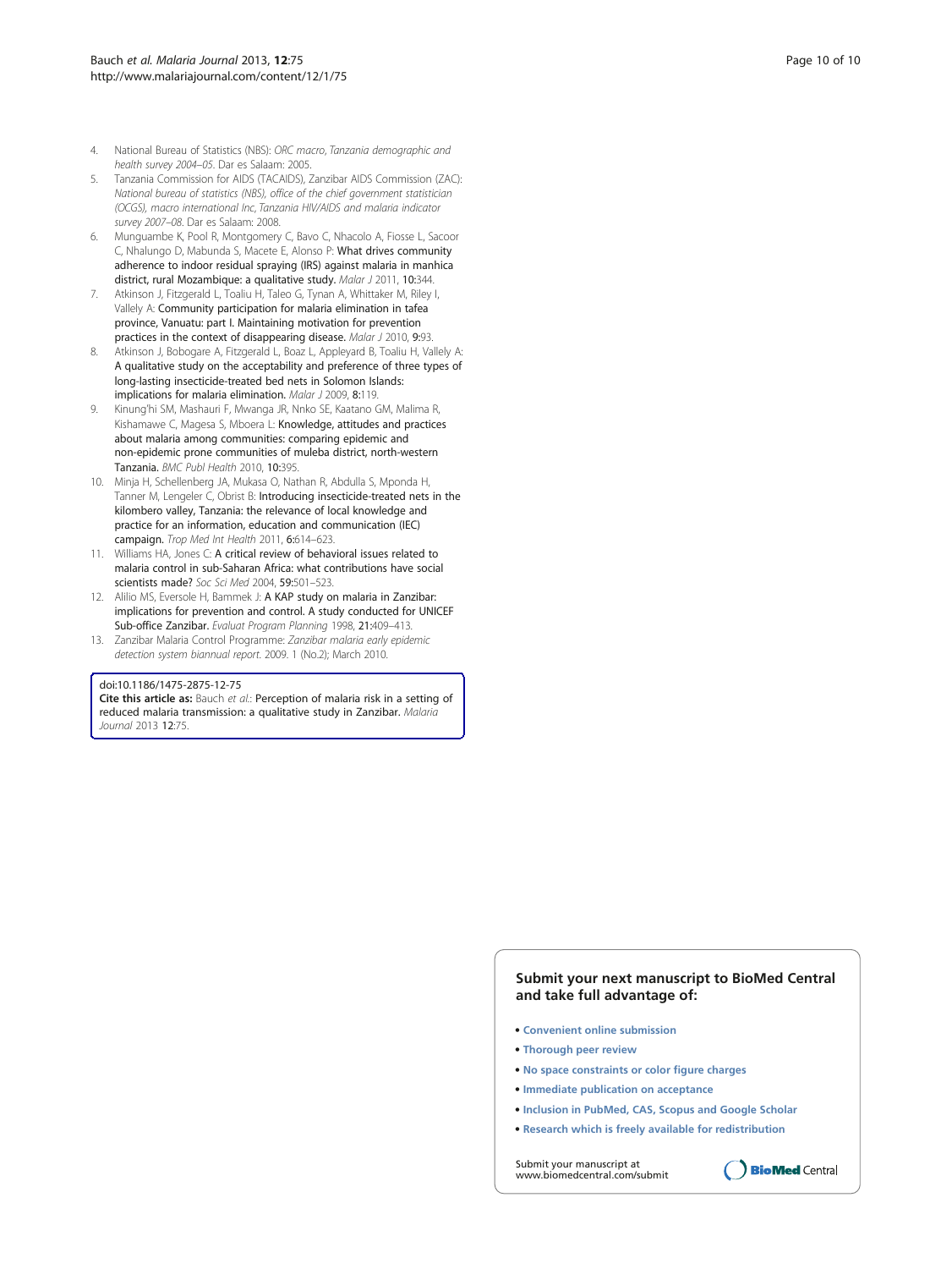4. National Bureau of Statistics (NBS): *ORC macro, Tanzania demographic and health survey 2004–05*. Dar es Salaam: 2005.
5. Tanzania Commission for AIDS (TACAIDS), Zanzibar AIDS Commission (ZAC): *National bureau of statistics (NBS), office of the chief government statistician (OCGS), macro international Inc, Tanzania HIV/AIDS and malaria indicator survey 2007–08*. Dar es Salaam: 2008.
6. Munguambe K, Pool R, Montgomery C, Bavo C, Nhacolo A, Fiosse L, Sacoor C, Nhalungo D, Mabunda S, Macete E, Alonso P: **What drives community adherence to indoor residual spraying (IRS) against malaria in manhica district, rural Mozambique: a qualitative study.** *Malar J* 2011, **10:**344.
7. Atkinson J, Fitzgerald L, Toaliu H, Taleo G, Tynan A, Whittaker M, Riley I, Vallely A: **Community participation for malaria elimination in tafea province, Vanuatu: part I. Maintaining motivation for prevention practices in the context of disappearing disease.** *Malar J* 2010, **9:**93.
8. Atkinson J, Bobogare A, Fitzgerald L, Boaz L, Appleyard B, Toaliu H, Vallely A: **A qualitative study on the acceptability and preference of three types of long-lasting insecticide-treated bed nets in Solomon Islands: implications for malaria elimination.** *Malar J* 2009, **8:**119.
9. Kinung'hi SM, Mashauri F, Mwanga JR, Nnko SE, Kaatano GM, Malima R, Kishamawe C, Magesa S, Mboera L: **Knowledge, attitudes and practices about malaria among communities: comparing epidemic and non-epidemic prone communities of muleba district, north-western Tanzania.** *BMC Publ Health* 2010, **10:**395.
10. Minja H, Schellenberg JA, Mukasa O, Nathan R, Abdulla S, Mponda H, Tanner M, Lengeler C, Obrist B: **Introducing insecticide-treated nets in the kilombero valley, Tanzania: the relevance of local knowledge and practice for an information, education and communication (IEC) campaign.** *Trop Med Int Health* 2011, **6:**614–623.
11. Williams HA, Jones C: **A critical review of behavioral issues related to malaria control in sub-Saharan Africa: what contributions have social scientists made?** *Soc Sci Med* 2004, **59:**501–523.
12. Alilio MS, Eversole H, Bammek J: **A KAP study on malaria in Zanzibar: implications for prevention and control. A study conducted for UNICEF Sub-office Zanzibar.** *Evaluat Program Planning* 1998, **21:**409–413.
13. Zanzibar Malaria Control Programme: *Zanzibar malaria early epidemic detection system biannual report*. 2009. 1 (No.2); March 2010.

doi:10.1186/1475-2875-12-75
**Cite this article as:** Bauch *et al.*: Perception of malaria risk in a setting of reduced malaria transmission: a qualitative study in Zanzibar. *Malaria Journal* 2013 **12**:75.

**Submit your next manuscript to BioMed Central and take full advantage of:**

- **Convenient online submission**
- **Thorough peer review**
- **No space constraints or color figure charges**
- **Immediate publication on acceptance**
- **Inclusion in PubMed, CAS, Scopus and Google Scholar**
- **Research which is freely available for redistribution**

Submit your manuscript at
www.biomedcentral.com/submit

BioMed Central